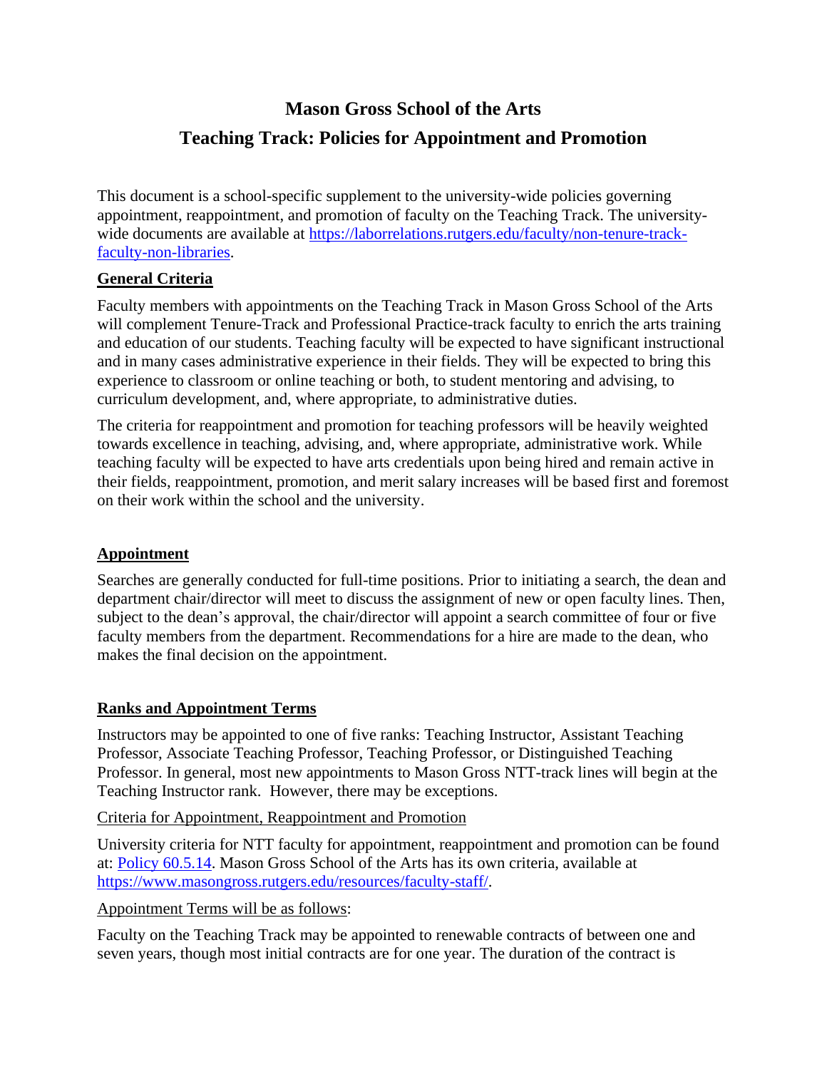# Mason Gross School of the Arts

# Teaching Track: Policies for Appointment and Promotion

This document is a school-specific supplement to the university-wide policies governing appointment, reappointment, and promotion of faculty on the Teaching Track. The university-wide documents are available at [https://laborrelations.rutgers.edu/faculty/non-tenure-track-faculty-non-libraries](https://laborrelations.rutgers.edu/faculty/non-tenure-track-faculty-non-libraries).

## General Criteria

Faculty members with appointments on the Teaching Track in Mason Gross School of the Arts will complement Tenure-Track and Professional Practice-track faculty to enrich the arts training and education of our students. Teaching faculty will be expected to have significant instructional and in many cases administrative experience in their fields. They will be expected to bring this experience to classroom or online teaching or both, to student mentoring and advising, to curriculum development, and, where appropriate, to administrative duties.

The criteria for reappointment and promotion for teaching professors will be heavily weighted towards excellence in teaching, advising, and, where appropriate, administrative work. While teaching faculty will be expected to have arts credentials upon being hired and remain active in their fields, reappointment, promotion, and merit salary increases will be based first and foremost on their work within the school and the university.

## Appointment

Searches are generally conducted for full-time positions. Prior to initiating a search, the dean and department chair/director will meet to discuss the assignment of new or open faculty lines. Then, subject to the dean's approval, the chair/director will appoint a search committee of four or five faculty members from the department. Recommendations for a hire are made to the dean, who makes the final decision on the appointment.

## Ranks and Appointment Terms

Instructors may be appointed to one of five ranks: Teaching Instructor, Assistant Teaching Professor, Associate Teaching Professor, Teaching Professor, or Distinguished Teaching Professor. In general, most new appointments to Mason Gross NTT-track lines will begin at the Teaching Instructor rank. However, there may be exceptions.

### Criteria for Appointment, Reappointment and Promotion

University criteria for NTT faculty for appointment, reappointment and promotion can be found at: [Policy 60.5.14](Policy 60.5.14). Mason Gross School of the Arts has its own criteria, available at [https://www.masongross.rutgers.edu/resources/faculty-staff/](https://www.masongross.rutgers.edu/resources/faculty-staff/).

### Appointment Terms will be as follows:

Faculty on the Teaching Track may be appointed to renewable contracts of between one and seven years, though most initial contracts are for one year. The duration of the contract is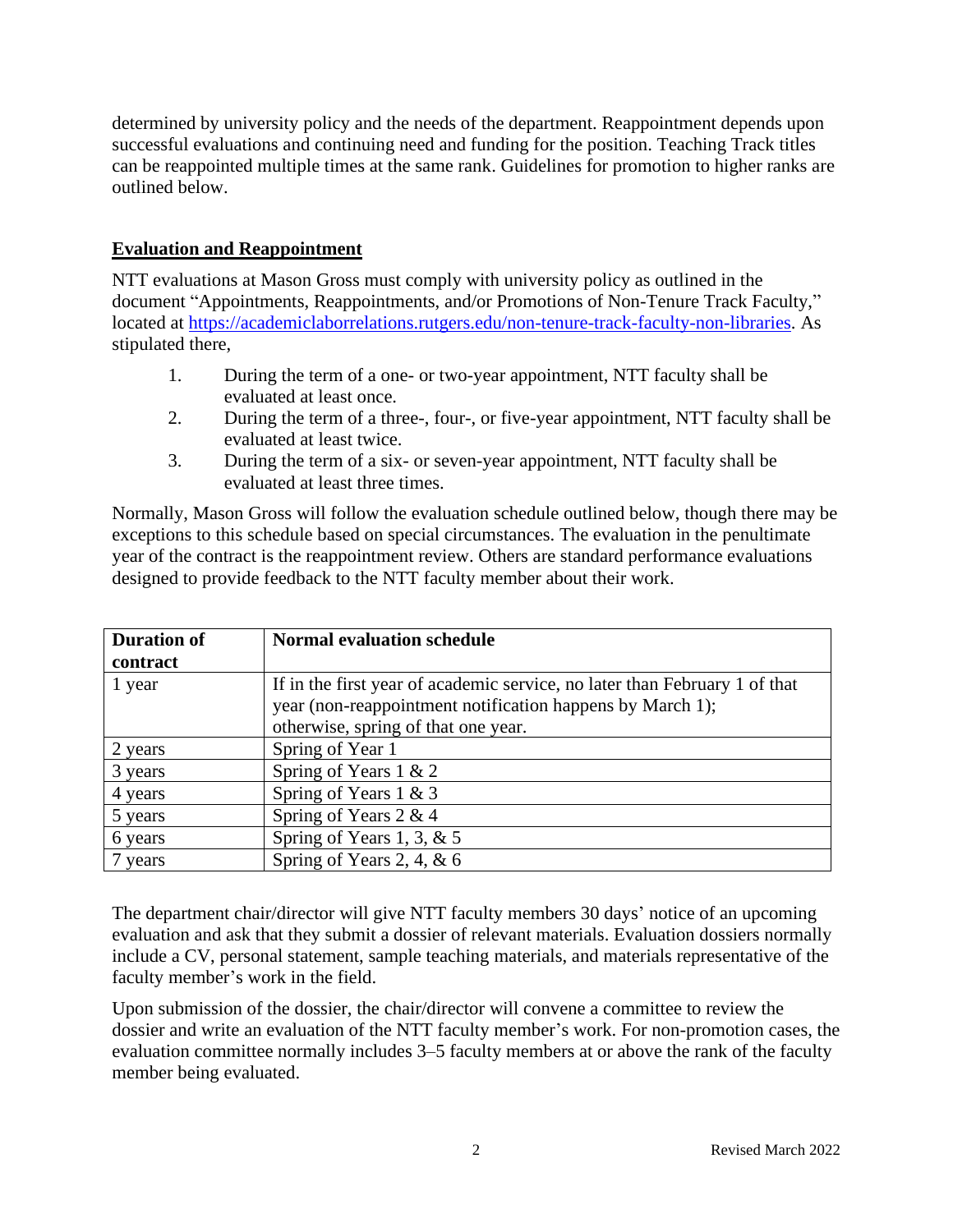determined by university policy and the needs of the department. Reappointment depends upon successful evaluations and continuing need and funding for the position. Teaching Track titles can be reappointed multiple times at the same rank. Guidelines for promotion to higher ranks are outlined below.

## Evaluation and Reappointment

NTT evaluations at Mason Gross must comply with university policy as outlined in the document "Appointments, Reappointments, and/or Promotions of Non-Tenure Track Faculty," located at https://academiclaborrelations.rutgers.edu/non-tenure-track-faculty-non-libraries. As stipulated there,

1. During the term of a one- or two-year appointment, NTT faculty shall be evaluated at least once.
2. During the term of a three-, four-, or five-year appointment, NTT faculty shall be evaluated at least twice.
3. During the term of a six- or seven-year appointment, NTT faculty shall be evaluated at least three times.

Normally, Mason Gross will follow the evaluation schedule outlined below, though there may be exceptions to this schedule based on special circumstances. The evaluation in the penultimate year of the contract is the reappointment review. Others are standard performance evaluations designed to provide feedback to the NTT faculty member about their work.

| Duration of contract | Normal evaluation schedule |
|---|---|
| 1 year | If in the first year of academic service, no later than February 1 of that year (non-reappointment notification happens by March 1); otherwise, spring of that one year. |
| 2 years | Spring of Year 1 |
| 3 years | Spring of Years 1 & 2 |
| 4 years | Spring of Years 1 & 3 |
| 5 years | Spring of Years 2 & 4 |
| 6 years | Spring of Years 1, 3, & 5 |
| 7 years | Spring of Years 2, 4, & 6 |

The department chair/director will give NTT faculty members 30 days' notice of an upcoming evaluation and ask that they submit a dossier of relevant materials. Evaluation dossiers normally include a CV, personal statement, sample teaching materials, and materials representative of the faculty member's work in the field.

Upon submission of the dossier, the chair/director will convene a committee to review the dossier and write an evaluation of the NTT faculty member's work. For non-promotion cases, the evaluation committee normally includes 3–5 faculty members at or above the rank of the faculty member being evaluated.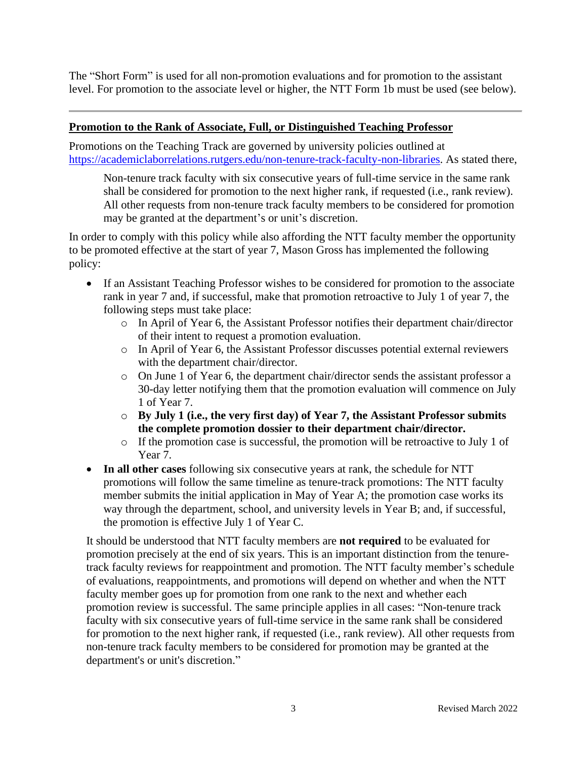The "Short Form" is used for all non-promotion evaluations and for promotion to the assistant level. For promotion to the associate level or higher, the NTT Form 1b must be used (see below).

---

## **Promotion to the Rank of Associate, Full, or Distinguished Teaching Professor**

Promotions on the Teaching Track are governed by university policies outlined at https://academiclaborrelations.rutgers.edu/non-tenure-track-faculty-non-libraries. As stated there,

> Non-tenure track faculty with six consecutive years of full-time service in the same rank shall be considered for promotion to the next higher rank, if requested (i.e., rank review). All other requests from non-tenure track faculty members to be considered for promotion may be granted at the department's or unit's discretion.

In order to comply with this policy while also affording the NTT faculty member the opportunity to be promoted effective at the start of year 7, Mason Gross has implemented the following policy:

- If an Assistant Teaching Professor wishes to be considered for promotion to the associate rank in year 7 and, if successful, make that promotion retroactive to July 1 of year 7, the following steps must take place:
  - In April of Year 6, the Assistant Professor notifies their department chair/director of their intent to request a promotion evaluation.
  - In April of Year 6, the Assistant Professor discusses potential external reviewers with the department chair/director.
  - On June 1 of Year 6, the department chair/director sends the assistant professor a 30-day letter notifying them that the promotion evaluation will commence on July 1 of Year 7.
  - **By July 1 (i.e., the very first day) of Year 7, the Assistant Professor submits the complete promotion dossier to their department chair/director.**
  - If the promotion case is successful, the promotion will be retroactive to July 1 of Year 7.
- **In all other cases** following six consecutive years at rank, the schedule for NTT promotions will follow the same timeline as tenure-track promotions: The NTT faculty member submits the initial application in May of Year A; the promotion case works its way through the department, school, and university levels in Year B; and, if successful, the promotion is effective July 1 of Year C.

It should be understood that NTT faculty members are **not required** to be evaluated for promotion precisely at the end of six years. This is an important distinction from the tenure-track faculty reviews for reappointment and promotion. The NTT faculty member's schedule of evaluations, reappointments, and promotions will depend on whether and when the NTT faculty member goes up for promotion from one rank to the next and whether each promotion review is successful. The same principle applies in all cases: "Non-tenure track faculty with six consecutive years of full-time service in the same rank shall be considered for promotion to the next higher rank, if requested (i.e., rank review). All other requests from non-tenure track faculty members to be considered for promotion may be granted at the department's or unit's discretion."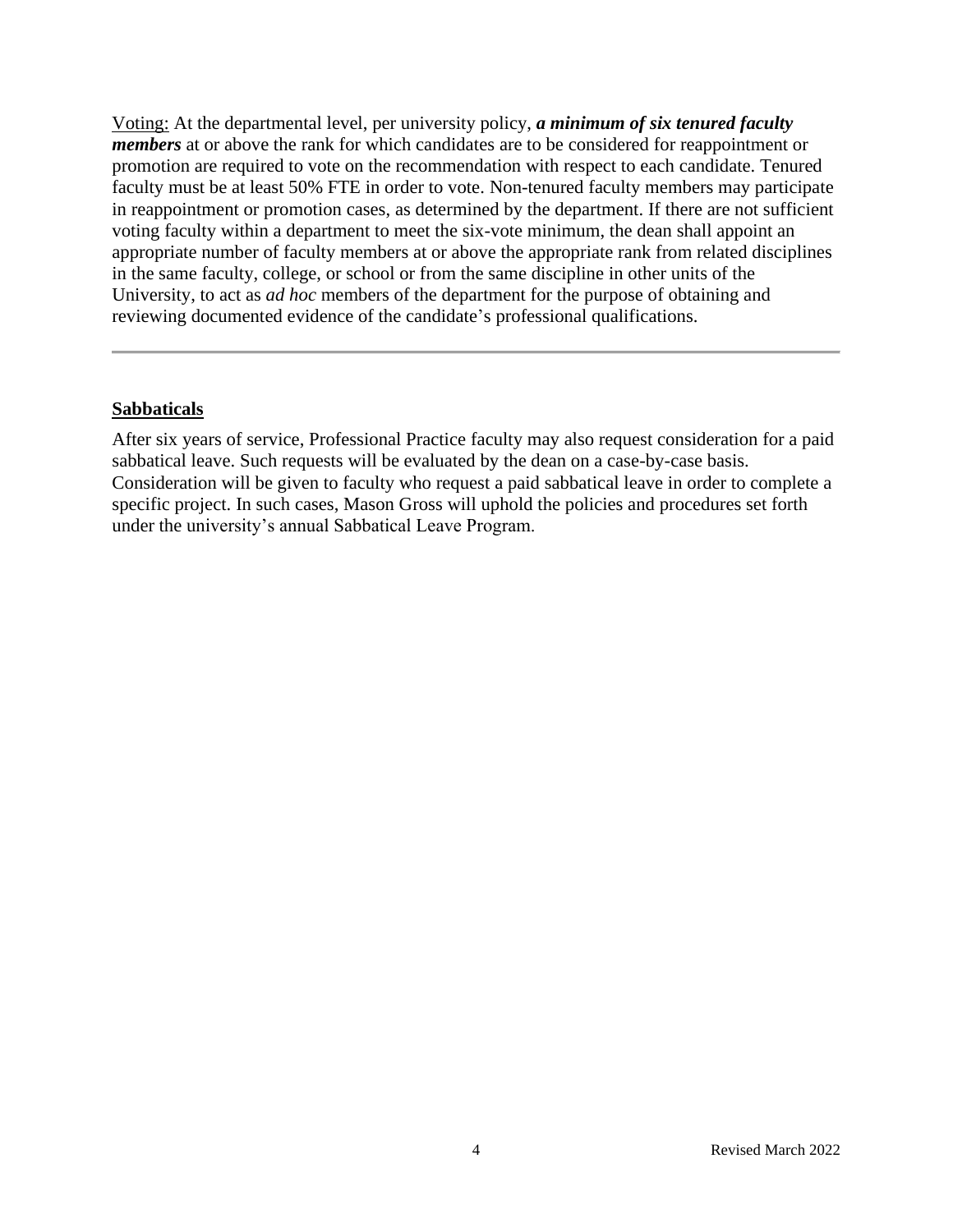Voting: At the departmental level, per university policy, ***a minimum of six tenured faculty members*** at or above the rank for which candidates are to be considered for reappointment or promotion are required to vote on the recommendation with respect to each candidate. Tenured faculty must be at least 50% FTE in order to vote. Non-tenured faculty members may participate in reappointment or promotion cases, as determined by the department. If there are not sufficient voting faculty within a department to meet the six-vote minimum, the dean shall appoint an appropriate number of faculty members at or above the appropriate rank from related disciplines in the same faculty, college, or school or from the same discipline in other units of the University, to act as *ad hoc* members of the department for the purpose of obtaining and reviewing documented evidence of the candidate's professional qualifications.

---

## Sabbaticals

After six years of service, Professional Practice faculty may also request consideration for a paid sabbatical leave. Such requests will be evaluated by the dean on a case-by-case basis. Consideration will be given to faculty who request a paid sabbatical leave in order to complete a specific project. In such cases, Mason Gross will uphold the policies and procedures set forth under the university's annual Sabbatical Leave Program.